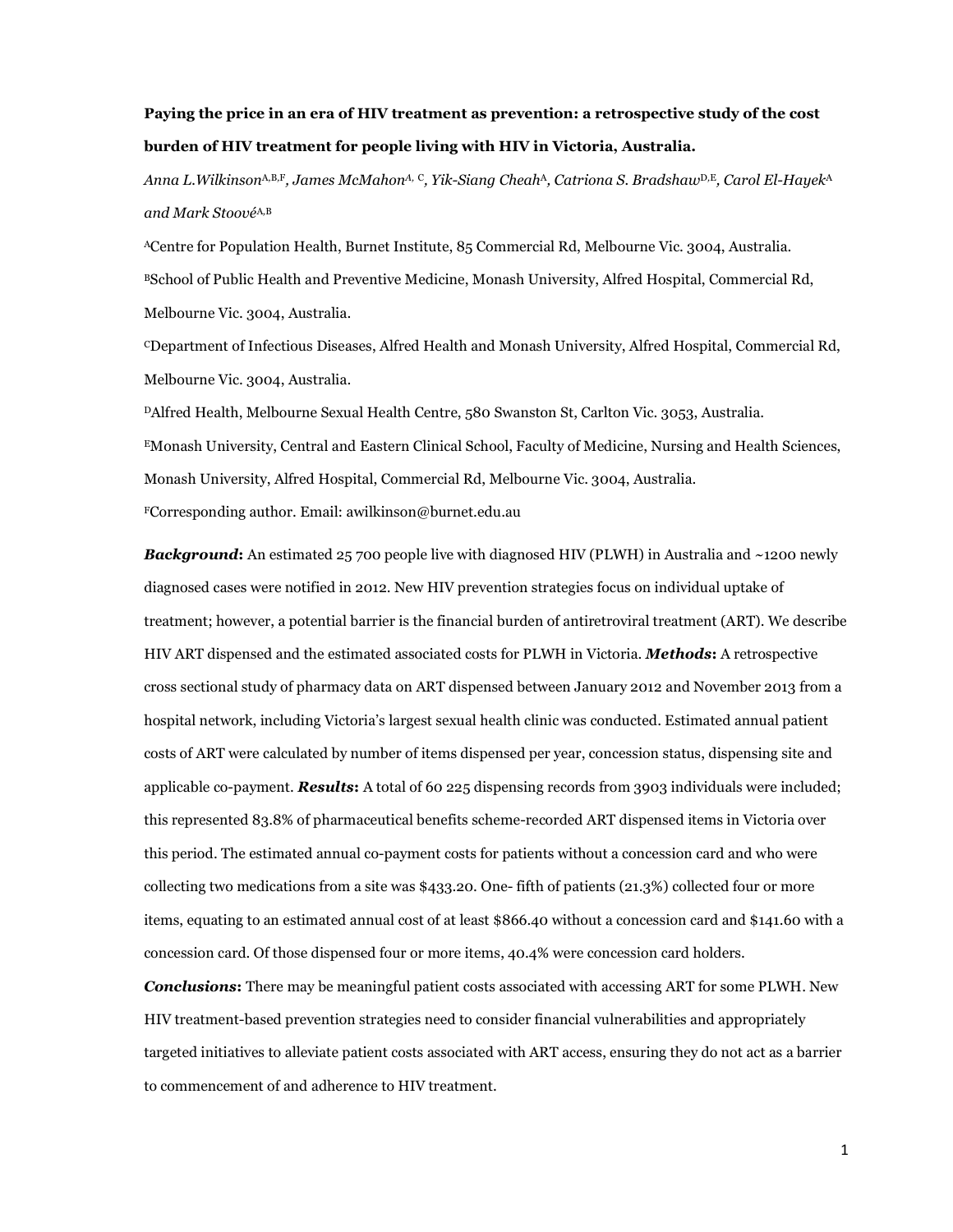**Paying the price in an era of HIV treatment as prevention: a retrospective study of the cost burden of HIV treatment for people living with HIV in Victoria, Australia.**

*Anna L.Wilkinson*[A,B,F]*, James McMahon*[A, C]*, Yik-Siang Cheah*[A]*, Catriona S. Bradshaw*[D,E]*, Carol El-Hayek*[A] *and Mark Stoové*[A,B]

[A]Centre for Population Health, Burnet Institute, 85 Commercial Rd, Melbourne Vic. 3004, Australia.

[B]School of Public Health and Preventive Medicine, Monash University, Alfred Hospital, Commercial Rd, Melbourne Vic. 3004, Australia.

[C]Department of Infectious Diseases, Alfred Health and Monash University, Alfred Hospital, Commercial Rd, Melbourne Vic. 3004, Australia.

[D]Alfred Health, Melbourne Sexual Health Centre, 580 Swanston St, Carlton Vic. 3053, Australia.

[E]Monash University, Central and Eastern Clinical School, Faculty of Medicine, Nursing and Health Sciences, Monash University, Alfred Hospital, Commercial Rd, Melbourne Vic. 3004, Australia.

[F]Corresponding author. Email: awilkinson@burnet.edu.au

***Background*:** An estimated 25 700 people live with diagnosed HIV (PLWH) in Australia and ~1200 newly diagnosed cases were notified in 2012. New HIV prevention strategies focus on individual uptake of treatment; however, a potential barrier is the financial burden of antiretroviral treatment (ART). We describe HIV ART dispensed and the estimated associated costs for PLWH in Victoria. ***Methods*:** A retrospective cross sectional study of pharmacy data on ART dispensed between January 2012 and November 2013 from a hospital network, including Victoria's largest sexual health clinic was conducted. Estimated annual patient costs of ART were calculated by number of items dispensed per year, concession status, dispensing site and applicable co-payment. ***Results*:** A total of 60 225 dispensing records from 3903 individuals were included; this represented 83.8% of pharmaceutical benefits scheme-recorded ART dispensed items in Victoria over this period. The estimated annual co-payment costs for patients without a concession card and who were collecting two medications from a site was $433.20. One- fifth of patients (21.3%) collected four or more items, equating to an estimated annual cost of at least $866.40 without a concession card and $141.60 with a concession card. Of those dispensed four or more items, 40.4% were concession card holders.

***Conclusions*:** There may be meaningful patient costs associated with accessing ART for some PLWH. New HIV treatment-based prevention strategies need to consider financial vulnerabilities and appropriately targeted initiatives to alleviate patient costs associated with ART access, ensuring they do not act as a barrier to commencement of and adherence to HIV treatment.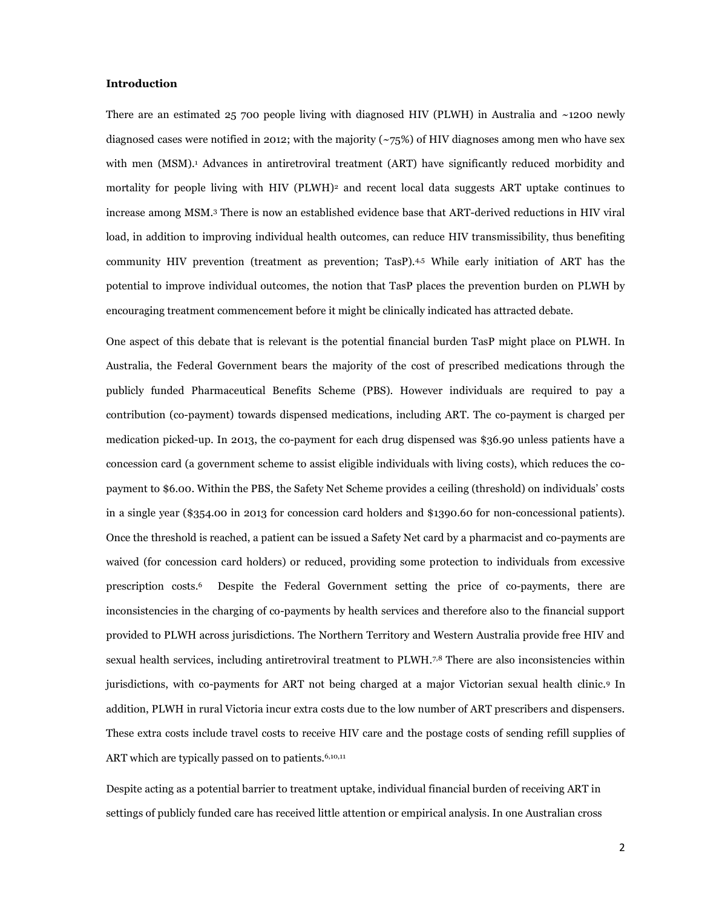**Introduction**

There are an estimated 25 700 people living with diagnosed HIV (PLWH) in Australia and ~1200 newly diagnosed cases were notified in 2012; with the majority (~75%) of HIV diagnoses among men who have sex with men (MSM).[1] Advances in antiretroviral treatment (ART) have significantly reduced morbidity and mortality for people living with HIV (PLWH)[2] and recent local data suggests ART uptake continues to increase among MSM.[3] There is now an established evidence base that ART-derived reductions in HIV viral load, in addition to improving individual health outcomes, can reduce HIV transmissibility, thus benefiting community HIV prevention (treatment as prevention; TasP).[4,5] While early initiation of ART has the potential to improve individual outcomes, the notion that TasP places the prevention burden on PLWH by encouraging treatment commencement before it might be clinically indicated has attracted debate.

One aspect of this debate that is relevant is the potential financial burden TasP might place on PLWH. In Australia, the Federal Government bears the majority of the cost of prescribed medications through the publicly funded Pharmaceutical Benefits Scheme (PBS). However individuals are required to pay a contribution (co-payment) towards dispensed medications, including ART. The co-payment is charged per medication picked-up. In 2013, the co-payment for each drug dispensed was $36.90 unless patients have a concession card (a government scheme to assist eligible individuals with living costs), which reduces the co-payment to $6.00. Within the PBS, the Safety Net Scheme provides a ceiling (threshold) on individuals' costs in a single year ($354.00 in 2013 for concession card holders and $1390.60 for non-concessional patients). Once the threshold is reached, a patient can be issued a Safety Net card by a pharmacist and co-payments are waived (for concession card holders) or reduced, providing some protection to individuals from excessive prescription costs.[6] Despite the Federal Government setting the price of co-payments, there are inconsistencies in the charging of co-payments by health services and therefore also to the financial support provided to PLWH across jurisdictions. The Northern Territory and Western Australia provide free HIV and sexual health services, including antiretroviral treatment to PLWH.[7,8] There are also inconsistencies within jurisdictions, with co-payments for ART not being charged at a major Victorian sexual health clinic.[9] In addition, PLWH in rural Victoria incur extra costs due to the low number of ART prescribers and dispensers. These extra costs include travel costs to receive HIV care and the postage costs of sending refill supplies of ART which are typically passed on to patients.[6,10,11]

Despite acting as a potential barrier to treatment uptake, individual financial burden of receiving ART in settings of publicly funded care has received little attention or empirical analysis. In one Australian cross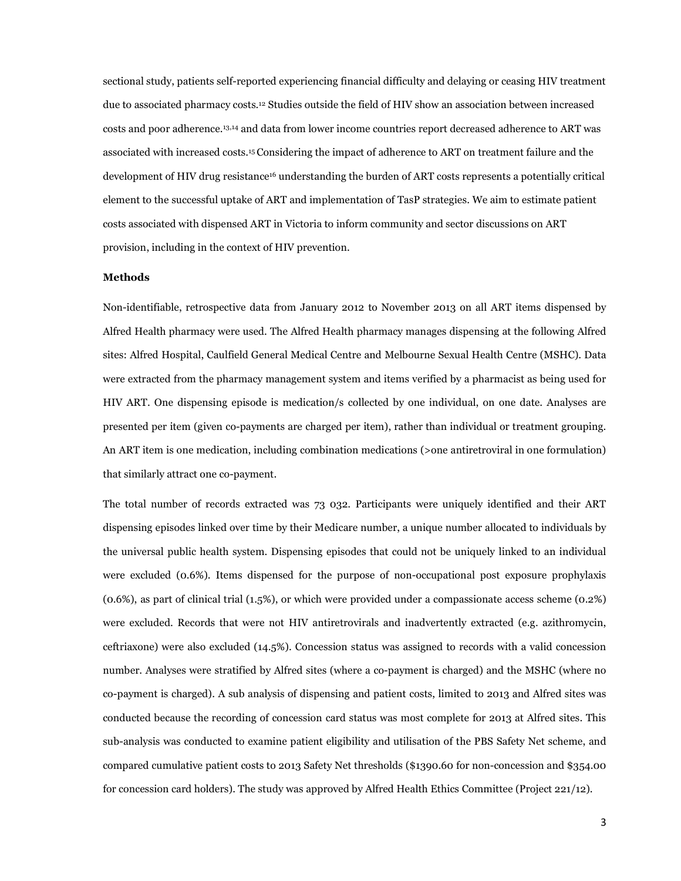sectional study, patients self-reported experiencing financial difficulty and delaying or ceasing HIV treatment due to associated pharmacy costs.[12] Studies outside the field of HIV show an association between increased costs and poor adherence.[13,14] and data from lower income countries report decreased adherence to ART was associated with increased costs.[15] Considering the impact of adherence to ART on treatment failure and the development of HIV drug resistance[16] understanding the burden of ART costs represents a potentially critical element to the successful uptake of ART and implementation of TasP strategies. We aim to estimate patient costs associated with dispensed ART in Victoria to inform community and sector discussions on ART provision, including in the context of HIV prevention.

**Methods**

Non-identifiable, retrospective data from January 2012 to November 2013 on all ART items dispensed by Alfred Health pharmacy were used. The Alfred Health pharmacy manages dispensing at the following Alfred sites: Alfred Hospital, Caulfield General Medical Centre and Melbourne Sexual Health Centre (MSHC). Data were extracted from the pharmacy management system and items verified by a pharmacist as being used for HIV ART. One dispensing episode is medication/s collected by one individual, on one date. Analyses are presented per item (given co-payments are charged per item), rather than individual or treatment grouping. An ART item is one medication, including combination medications (>one antiretroviral in one formulation) that similarly attract one co-payment.

The total number of records extracted was 73 032. Participants were uniquely identified and their ART dispensing episodes linked over time by their Medicare number, a unique number allocated to individuals by the universal public health system. Dispensing episodes that could not be uniquely linked to an individual were excluded (0.6%). Items dispensed for the purpose of non-occupational post exposure prophylaxis (0.6%), as part of clinical trial (1.5%), or which were provided under a compassionate access scheme (0.2%) were excluded. Records that were not HIV antiretrovirals and inadvertently extracted (e.g. azithromycin, ceftriaxone) were also excluded (14.5%). Concession status was assigned to records with a valid concession number. Analyses were stratified by Alfred sites (where a co-payment is charged) and the MSHC (where no co-payment is charged). A sub analysis of dispensing and patient costs, limited to 2013 and Alfred sites was conducted because the recording of concession card status was most complete for 2013 at Alfred sites. This sub-analysis was conducted to examine patient eligibility and utilisation of the PBS Safety Net scheme, and compared cumulative patient costs to 2013 Safety Net thresholds ($1390.60 for non-concession and $354.00 for concession card holders). The study was approved by Alfred Health Ethics Committee (Project 221/12).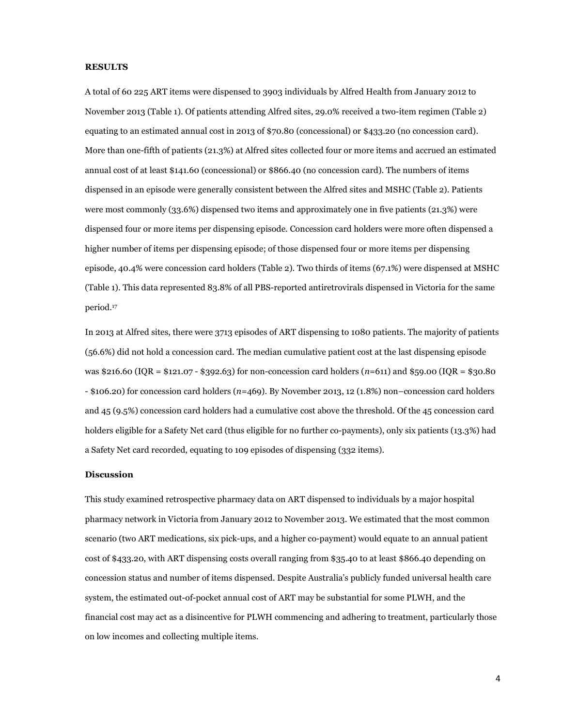**RESULTS**

A total of 60 225 ART items were dispensed to 3903 individuals by Alfred Health from January 2012 to November 2013 (Table 1). Of patients attending Alfred sites, 29.0% received a two-item regimen (Table 2) equating to an estimated annual cost in 2013 of $70.80 (concessional) or $433.20 (no concession card). More than one-fifth of patients (21.3%) at Alfred sites collected four or more items and accrued an estimated annual cost of at least $141.60 (concessional) or $866.40 (no concession card). The numbers of items dispensed in an episode were generally consistent between the Alfred sites and MSHC (Table 2). Patients were most commonly (33.6%) dispensed two items and approximately one in five patients (21.3%) were dispensed four or more items per dispensing episode. Concession card holders were more often dispensed a higher number of items per dispensing episode; of those dispensed four or more items per dispensing episode, 40.4% were concession card holders (Table 2). Two thirds of items (67.1%) were dispensed at MSHC (Table 1). This data represented 83.8% of all PBS-reported antiretrovirals dispensed in Victoria for the same period.[17]

In 2013 at Alfred sites, there were 3713 episodes of ART dispensing to 1080 patients. The majority of patients (56.6%) did not hold a concession card. The median cumulative patient cost at the last dispensing episode was $216.60 (IQR = $121.07 - $392.63) for non-concession card holders (*n*=611) and $59.00 (IQR = $30.80 - $106.20) for concession card holders (*n*=469). By November 2013, 12 (1.8%) non–concession card holders and 45 (9.5%) concession card holders had a cumulative cost above the threshold. Of the 45 concession card holders eligible for a Safety Net card (thus eligible for no further co-payments), only six patients (13.3%) had a Safety Net card recorded, equating to 109 episodes of dispensing (332 items).

**Discussion**

This study examined retrospective pharmacy data on ART dispensed to individuals by a major hospital pharmacy network in Victoria from January 2012 to November 2013. We estimated that the most common scenario (two ART medications, six pick-ups, and a higher co-payment) would equate to an annual patient cost of $433.20, with ART dispensing costs overall ranging from $35.40 to at least $866.40 depending on concession status and number of items dispensed. Despite Australia's publicly funded universal health care system, the estimated out-of-pocket annual cost of ART may be substantial for some PLWH, and the financial cost may act as a disincentive for PLWH commencing and adhering to treatment, particularly those on low incomes and collecting multiple items.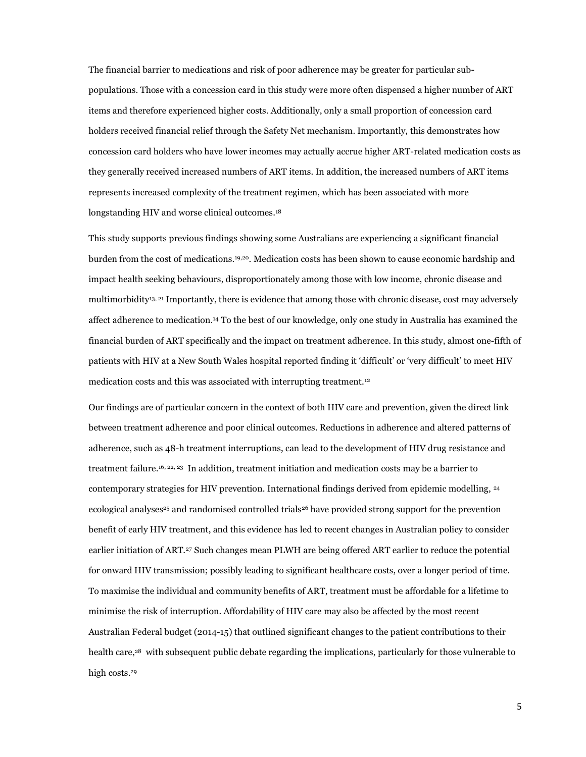The financial barrier to medications and risk of poor adherence may be greater for particular sub-populations. Those with a concession card in this study were more often dispensed a higher number of ART items and therefore experienced higher costs. Additionally, only a small proportion of concession card holders received financial relief through the Safety Net mechanism. Importantly, this demonstrates how concession card holders who have lower incomes may actually accrue higher ART-related medication costs as they generally received increased numbers of ART items. In addition, the increased numbers of ART items represents increased complexity of the treatment regimen, which has been associated with more longstanding HIV and worse clinical outcomes.[18]

This study supports previous findings showing some Australians are experiencing a significant financial burden from the cost of medications.[19,20]. Medication costs has been shown to cause economic hardship and impact health seeking behaviours, disproportionately among those with low income, chronic disease and multimorbidity[13, 21] Importantly, there is evidence that among those with chronic disease, cost may adversely affect adherence to medication.[14] To the best of our knowledge, only one study in Australia has examined the financial burden of ART specifically and the impact on treatment adherence. In this study, almost one-fifth of patients with HIV at a New South Wales hospital reported finding it 'difficult' or 'very difficult' to meet HIV medication costs and this was associated with interrupting treatment.[12]

Our findings are of particular concern in the context of both HIV care and prevention, given the direct link between treatment adherence and poor clinical outcomes. Reductions in adherence and altered patterns of adherence, such as 48-h treatment interruptions, can lead to the development of HIV drug resistance and treatment failure.[16, 22, 23] In addition, treatment initiation and medication costs may be a barrier to contemporary strategies for HIV prevention. International findings derived from epidemic modelling, [24] ecological analyses[25] and randomised controlled trials[26] have provided strong support for the prevention benefit of early HIV treatment, and this evidence has led to recent changes in Australian policy to consider earlier initiation of ART.[27] Such changes mean PLWH are being offered ART earlier to reduce the potential for onward HIV transmission; possibly leading to significant healthcare costs, over a longer period of time. To maximise the individual and community benefits of ART, treatment must be affordable for a lifetime to minimise the risk of interruption. Affordability of HIV care may also be affected by the most recent Australian Federal budget (2014-15) that outlined significant changes to the patient contributions to their health care,[28] with subsequent public debate regarding the implications, particularly for those vulnerable to high costs.[29]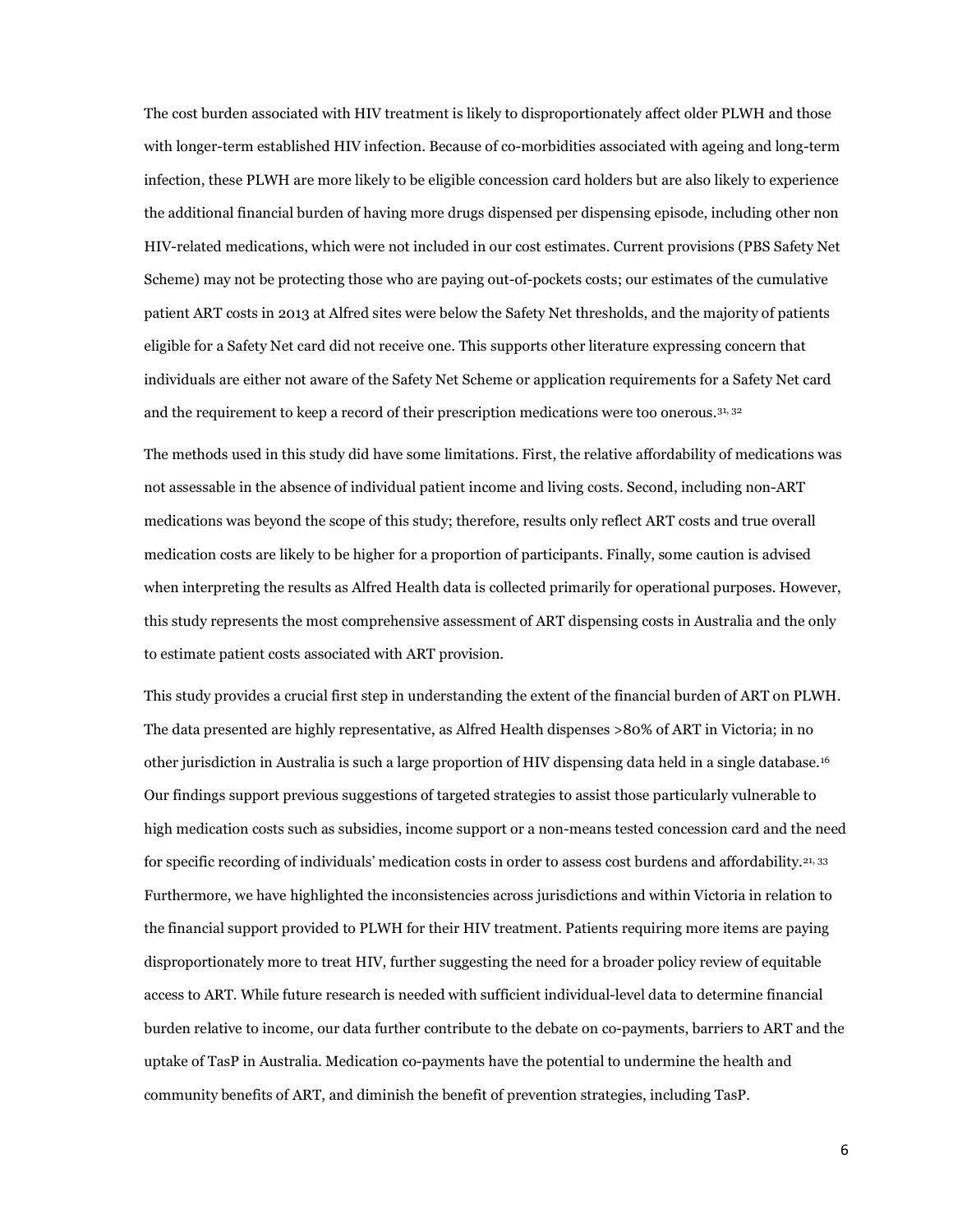The cost burden associated with HIV treatment is likely to disproportionately affect older PLWH and those with longer-term established HIV infection. Because of co-morbidities associated with ageing and long-term infection, these PLWH are more likely to be eligible concession card holders but are also likely to experience the additional financial burden of having more drugs dispensed per dispensing episode, including other non HIV-related medications, which were not included in our cost estimates. Current provisions (PBS Safety Net Scheme) may not be protecting those who are paying out-of-pockets costs; our estimates of the cumulative patient ART costs in 2013 at Alfred sites were below the Safety Net thresholds, and the majority of patients eligible for a Safety Net card did not receive one. This supports other literature expressing concern that individuals are either not aware of the Safety Net Scheme or application requirements for a Safety Net card and the requirement to keep a record of their prescription medications were too onerous.[31, 32]

The methods used in this study did have some limitations. First, the relative affordability of medications was not assessable in the absence of individual patient income and living costs. Second, including non-ART medications was beyond the scope of this study; therefore, results only reflect ART costs and true overall medication costs are likely to be higher for a proportion of participants. Finally, some caution is advised when interpreting the results as Alfred Health data is collected primarily for operational purposes. However, this study represents the most comprehensive assessment of ART dispensing costs in Australia and the only to estimate patient costs associated with ART provision.

This study provides a crucial first step in understanding the extent of the financial burden of ART on PLWH. The data presented are highly representative, as Alfred Health dispenses >80% of ART in Victoria; in no other jurisdiction in Australia is such a large proportion of HIV dispensing data held in a single database.[16] Our findings support previous suggestions of targeted strategies to assist those particularly vulnerable to high medication costs such as subsidies, income support or a non-means tested concession card and the need for specific recording of individuals' medication costs in order to assess cost burdens and affordability.[21, 33] Furthermore, we have highlighted the inconsistencies across jurisdictions and within Victoria in relation to the financial support provided to PLWH for their HIV treatment. Patients requiring more items are paying disproportionately more to treat HIV, further suggesting the need for a broader policy review of equitable access to ART. While future research is needed with sufficient individual-level data to determine financial burden relative to income, our data further contribute to the debate on co-payments, barriers to ART and the uptake of TasP in Australia. Medication co-payments have the potential to undermine the health and community benefits of ART, and diminish the benefit of prevention strategies, including TasP.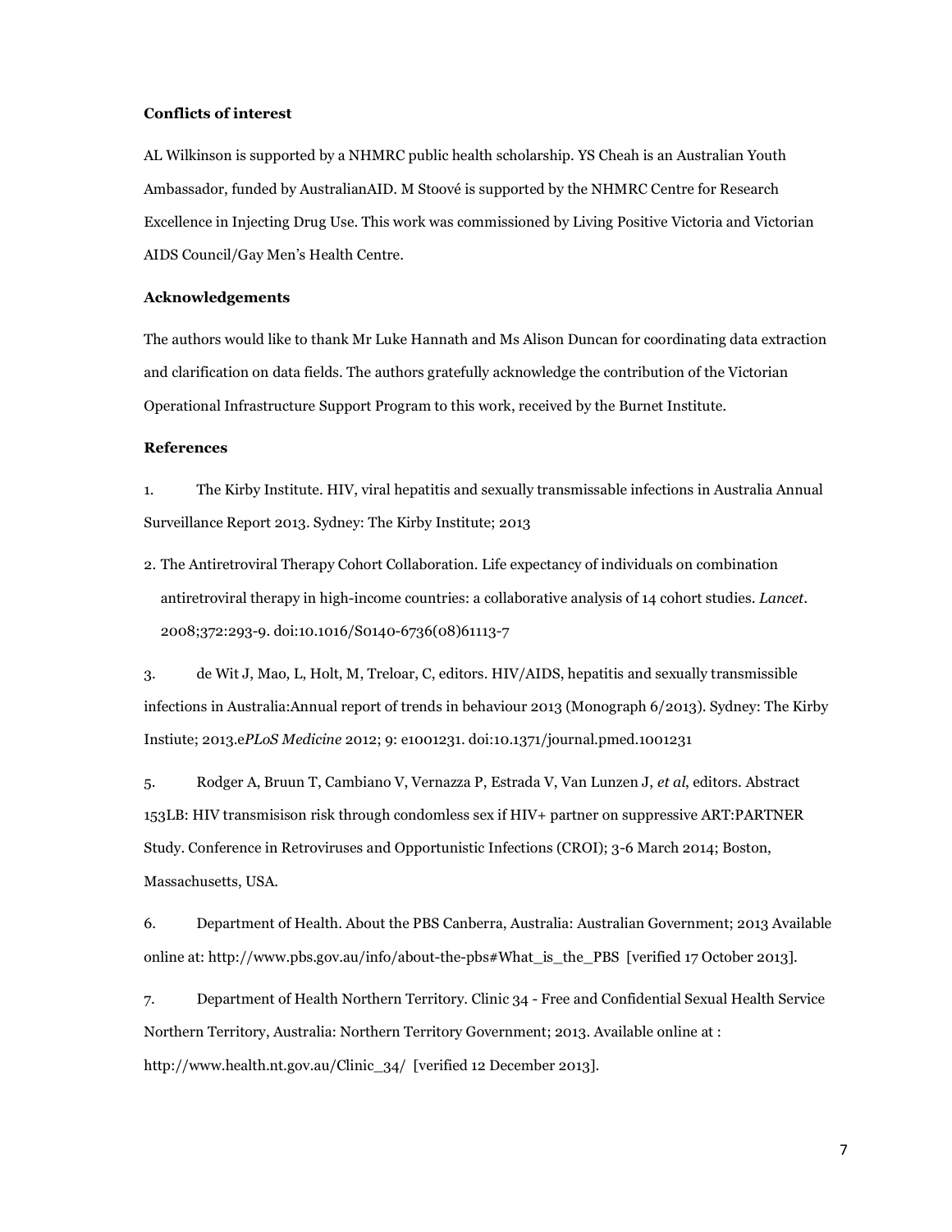**Conflicts of interest**

AL Wilkinson is supported by a NHMRC public health scholarship. YS Cheah is an Australian Youth Ambassador, funded by AustralianAID. M Stoové is supported by the NHMRC Centre for Research Excellence in Injecting Drug Use. This work was commissioned by Living Positive Victoria and Victorian AIDS Council/Gay Men's Health Centre.

**Acknowledgements**

The authors would like to thank Mr Luke Hannath and Ms Alison Duncan for coordinating data extraction and clarification on data fields. The authors gratefully acknowledge the contribution of the Victorian Operational Infrastructure Support Program to this work, received by the Burnet Institute.

**References**

1. The Kirby Institute. HIV, viral hepatitis and sexually transmissable infections in Australia Annual Surveillance Report 2013. Sydney: The Kirby Institute; 2013

2. The Antiretroviral Therapy Cohort Collaboration. Life expectancy of individuals on combination antiretroviral therapy in high-income countries: a collaborative analysis of 14 cohort studies. *Lancet*. 2008;372:293-9. doi:10.1016/S0140-6736(08)61113-7

3. de Wit J, Mao, L, Holt, M, Treloar, C, editors. HIV/AIDS, hepatitis and sexually transmissible infections in Australia:Annual report of trends in behaviour 2013 (Monograph 6/2013). Sydney: The Kirby Instiute; 2013.e*PLoS Medicine* 2012; 9: e1001231. doi:10.1371/journal.pmed.1001231

5. Rodger A, Bruun T, Cambiano V, Vernazza P, Estrada V, Van Lunzen J, *et al*, editors. Abstract 153LB: HIV transmisison risk through condomless sex if HIV+ partner on suppressive ART:PARTNER Study. Conference in Retroviruses and Opportunistic Infections (CROI); 3-6 March 2014; Boston, Massachusetts, USA.

6. Department of Health. About the PBS Canberra, Australia: Australian Government; 2013 Available online at: http://www.pbs.gov.au/info/about-the-pbs#What_is_the_PBS [verified 17 October 2013].

7. Department of Health Northern Territory. Clinic 34 - Free and Confidential Sexual Health Service Northern Territory, Australia: Northern Territory Government; 2013. Available online at : http://www.health.nt.gov.au/Clinic_34/ [verified 12 December 2013].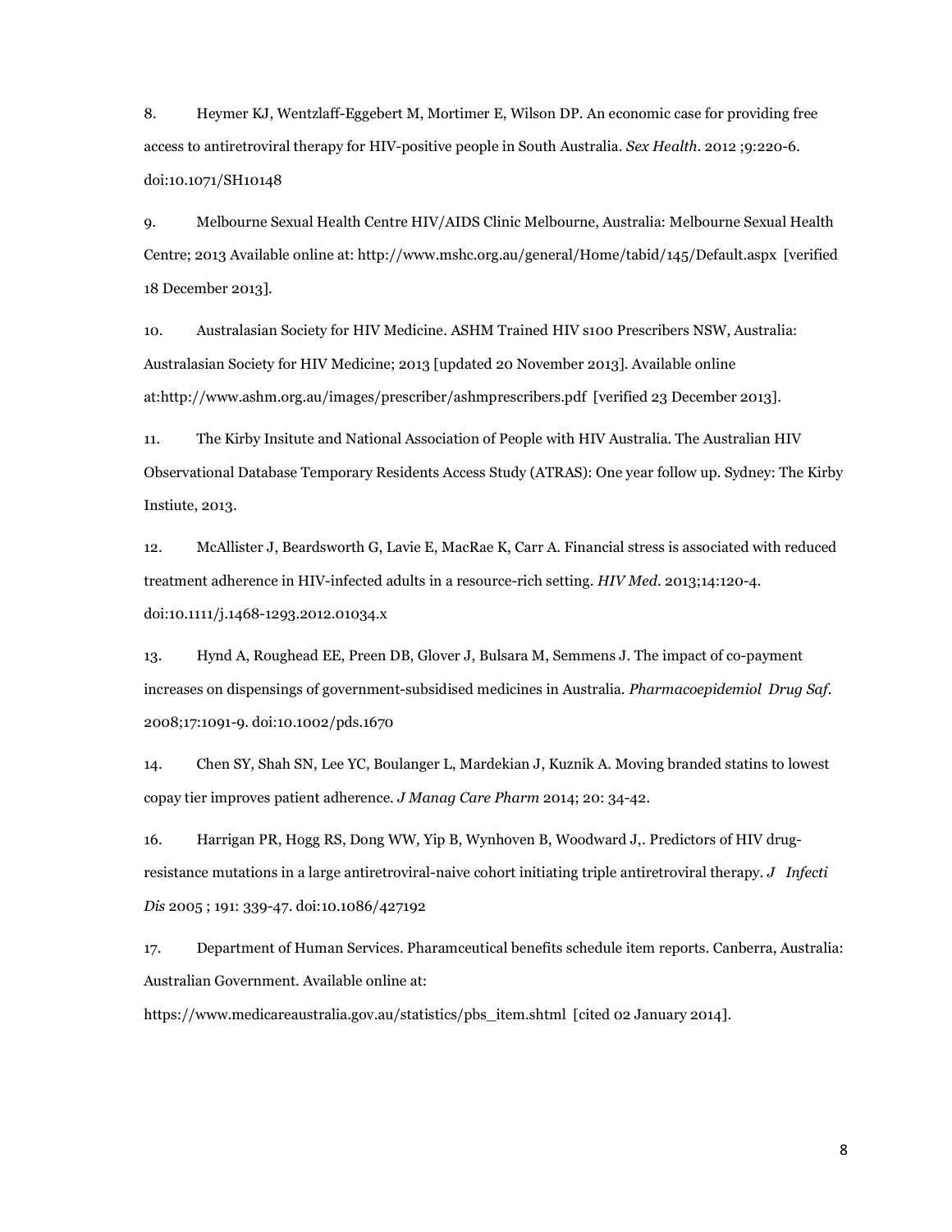8. Heymer KJ, Wentzlaff-Eggebert M, Mortimer E, Wilson DP. An economic case for providing free access to antiretroviral therapy for HIV-positive people in South Australia. *Sex Health*. 2012 ;9:220-6. doi:10.1071/SH10148

9. Melbourne Sexual Health Centre HIV/AIDS Clinic Melbourne, Australia: Melbourne Sexual Health Centre; 2013 Available online at: http://www.mshc.org.au/general/Home/tabid/145/Default.aspx [verified 18 December 2013].

10. Australasian Society for HIV Medicine. ASHM Trained HIV s100 Prescribers NSW, Australia: Australasian Society for HIV Medicine; 2013 [updated 20 November 2013]. Available online at:http://www.ashm.org.au/images/prescriber/ashmprescribers.pdf [verified 23 December 2013].

11. The Kirby Insitute and National Association of People with HIV Australia. The Australian HIV Observational Database Temporary Residents Access Study (ATRAS): One year follow up. Sydney: The Kirby Instiute, 2013.

12. McAllister J, Beardsworth G, Lavie E, MacRae K, Carr A. Financial stress is associated with reduced treatment adherence in HIV-infected adults in a resource-rich setting. *HIV Med*. 2013;14:120-4. doi:10.1111/j.1468-1293.2012.01034.x

13. Hynd A, Roughead EE, Preen DB, Glover J, Bulsara M, Semmens J. The impact of co-payment increases on dispensings of government-subsidised medicines in Australia. *Pharmacoepidemiol Drug Saf*. 2008;17:1091-9. doi:10.1002/pds.1670

14. Chen SY, Shah SN, Lee YC, Boulanger L, Mardekian J, Kuznik A. Moving branded statins to lowest copay tier improves patient adherence. *J Manag Care Pharm* 2014; 20: 34-42.

16. Harrigan PR, Hogg RS, Dong WW, Yip B, Wynhoven B, Woodward J,. Predictors of HIV drug-resistance mutations in a large antiretroviral-naive cohort initiating triple antiretroviral therapy. *J Infecti Dis* 2005 ; 191: 339-47. doi:10.1086/427192

17. Department of Human Services. Pharamceutical benefits schedule item reports. Canberra, Australia: Australian Government. Available online at: https://www.medicareaustralia.gov.au/statistics/pbs_item.shtml [cited 02 January 2014].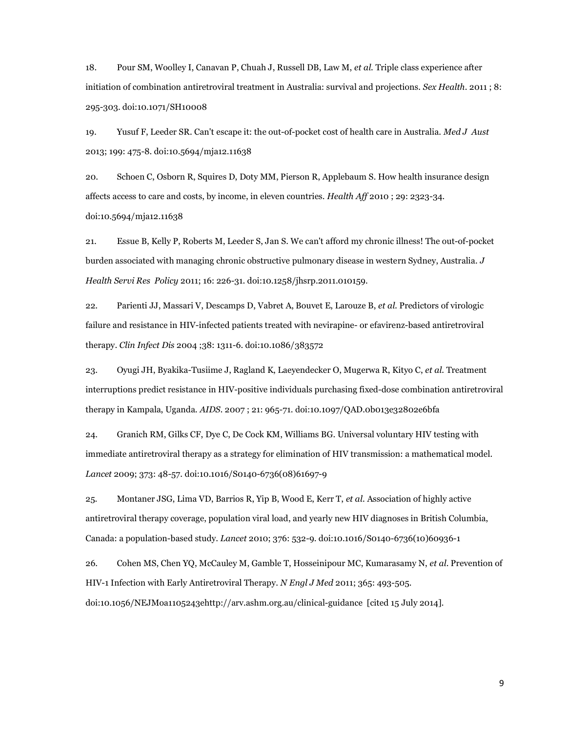18. Pour SM, Woolley I, Canavan P, Chuah J, Russell DB, Law M, *et al.* Triple class experience after initiation of combination antiretroviral treatment in Australia: survival and projections. *Sex Health*. 2011 ; 8: 295-303. doi:10.1071/SH10008

19. Yusuf F, Leeder SR. Can't escape it: the out-of-pocket cost of health care in Australia. *Med J Aust* 2013; 199: 475-8. doi:10.5694/mja12.11638

20. Schoen C, Osborn R, Squires D, Doty MM, Pierson R, Applebaum S. How health insurance design affects access to care and costs, by income, in eleven countries. *Health Aff* 2010 ; 29: 2323-34. doi:10.5694/mja12.11638

21. Essue B, Kelly P, Roberts M, Leeder S, Jan S. We can't afford my chronic illness! The out-of-pocket burden associated with managing chronic obstructive pulmonary disease in western Sydney, Australia. *J Health Servi Res Policy* 2011; 16: 226-31. doi:10.1258/jhsrp.2011.010159.

22. Parienti JJ, Massari V, Descamps D, Vabret A, Bouvet E, Larouze B, *et al.* Predictors of virologic failure and resistance in HIV-infected patients treated with nevirapine- or efavirenz-based antiretroviral therapy. *Clin Infect Dis* 2004 ;38: 1311-6. doi:10.1086/383572

23. Oyugi JH, Byakika-Tusiime J, Ragland K, Laeyendecker O, Mugerwa R, Kityo C, *et al.* Treatment interruptions predict resistance in HIV-positive individuals purchasing fixed-dose combination antiretroviral therapy in Kampala, Uganda. *AIDS*. 2007 ; 21: 965-71. doi:10.1097/QAD.0b013e32802e6bfa

24. Granich RM, Gilks CF, Dye C, De Cock KM, Williams BG. Universal voluntary HIV testing with immediate antiretroviral therapy as a strategy for elimination of HIV transmission: a mathematical model. *Lancet* 2009; 373: 48-57. doi:10.1016/S0140-6736(08)61697-9

25. Montaner JSG, Lima VD, Barrios R, Yip B, Wood E, Kerr T, *et al.* Association of highly active antiretroviral therapy coverage, population viral load, and yearly new HIV diagnoses in British Columbia, Canada: a population-based study. *Lancet* 2010; 376: 532-9. doi:10.1016/S0140-6736(10)60936-1

26. Cohen MS, Chen YQ, McCauley M, Gamble T, Hosseinipour MC, Kumarasamy N, *et al.* Prevention of HIV-1 Infection with Early Antiretroviral Therapy. *N Engl J Med* 2011; 365: 493-505. doi:10.1056/NEJMoa1105243ehttp://arv.ashm.org.au/clinical-guidance [cited 15 July 2014].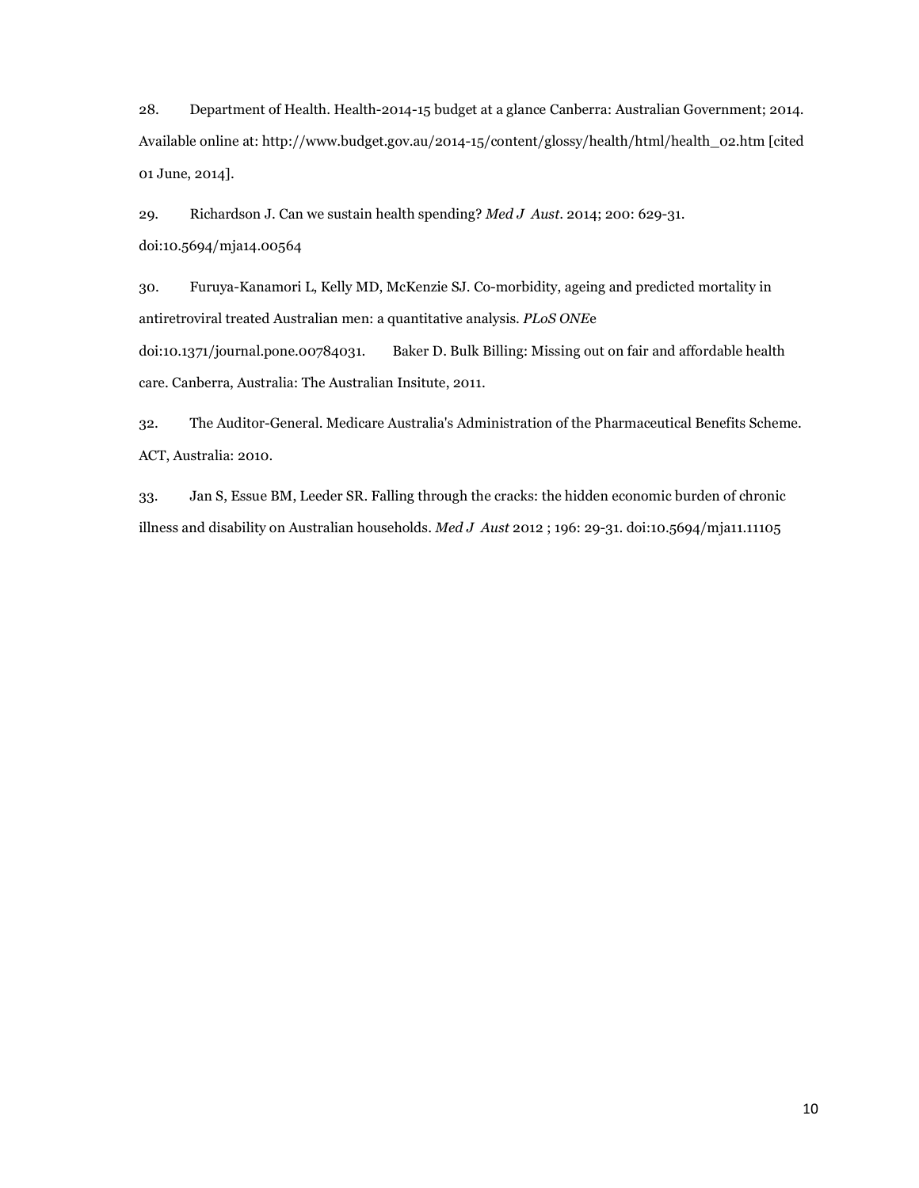28. Department of Health. Health-2014-15 budget at a glance Canberra: Australian Government; 2014. Available online at: http://www.budget.gov.au/2014-15/content/glossy/health/html/health_02.htm [cited 01 June, 2014].

29. Richardson J. Can we sustain health spending? *Med J Aust*. 2014; 200: 629-31. doi:10.5694/mja14.00564

30. Furuya-Kanamori L, Kelly MD, McKenzie SJ. Co-morbidity, ageing and predicted mortality in antiretroviral treated Australian men: a quantitative analysis. *PLoS ONE*e doi:10.1371/journal.pone.00784031. Baker D. Bulk Billing: Missing out on fair and affordable health care. Canberra, Australia: The Australian Insitute, 2011.

32. The Auditor-General. Medicare Australia's Administration of the Pharmaceutical Benefits Scheme. ACT, Australia: 2010.

33. Jan S, Essue BM, Leeder SR. Falling through the cracks: the hidden economic burden of chronic illness and disability on Australian households. *Med J Aust* 2012 ; 196: 29-31. doi:10.5694/mja11.11105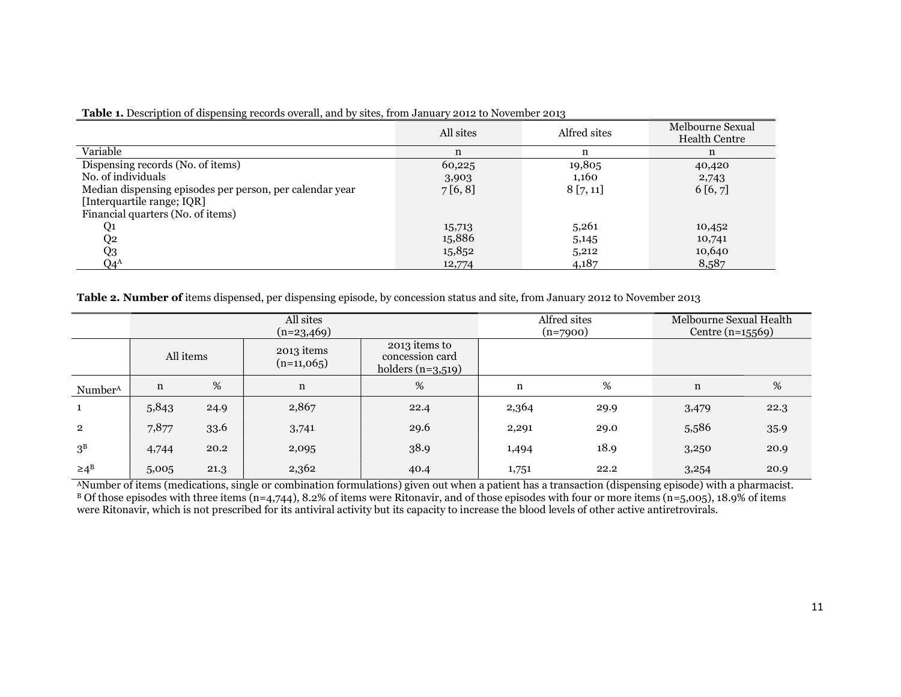**Table 1.** Description of dispensing records overall, and by sites, from January 2012 to November 2013

| | All sites | Alfred sites | Melbourne Sexual Health Centre |
|---|---|---|---|
| Variable | n | n | n |
| Dispensing records (No. of items) | 60,225 | 19,805 | 40,420 |
| No. of individuals | 3,903 | 1,160 | 2,743 |
| Median dispensing episodes per person, per calendar year [Interquartile range; IQR] | 7 [6, 8] | 8 [7, 11] | 6 [6, 7] |
| Financial quarters (No. of items) | | | |
| Q1 | 15,713 | 5,261 | 10,452 |
| Q2 | 15,886 | 5,145 | 10,741 |
| Q3 | 15,852 | 5,212 | 10,640 |
| Q4[A] | 12,774 | 4,187 | 8,587 |

**Table 2. Number of** items dispensed, per dispensing episode, by concession status and site, from January 2012 to November 2013

| | All sites (n=23,469) | | | | Alfred sites (n=7900) | | Melbourne Sexual Health Centre (n=15569) | |
|---|---|---|---|---|---|---|---|---|
| | All items | | 2013 items (n=11,065) | 2013 items to concession card holders (n=3,519) | | | | |
| Number[A] | n | % | n | % | n | % | n | % |
| 1 | 5,843 | 24.9 | 2,867 | 22.4 | 2,364 | 29.9 | 3,479 | 22.3 |
| 2 | 7,877 | 33.6 | 3,741 | 29.6 | 2,291 | 29.0 | 5,586 | 35.9 |
| 3[B] | 4,744 | 20.2 | 2,095 | 38.9 | 1,494 | 18.9 | 3,250 | 20.9 |
| ≥4[B] | 5,005 | 21.3 | 2,362 | 40.4 | 1,751 | 22.2 | 3,254 | 20.9 |

[A]Number of items (medications, single or combination formulations) given out when a patient has a transaction (dispensing episode) with a pharmacist.
[B] Of those episodes with three items (n=4,744), 8.2% of items were Ritonavir, and of those episodes with four or more items (n=5,005), 18.9% of items were Ritonavir, which is not prescribed for its antiviral activity but its capacity to increase the blood levels of other active antiretrovirals.